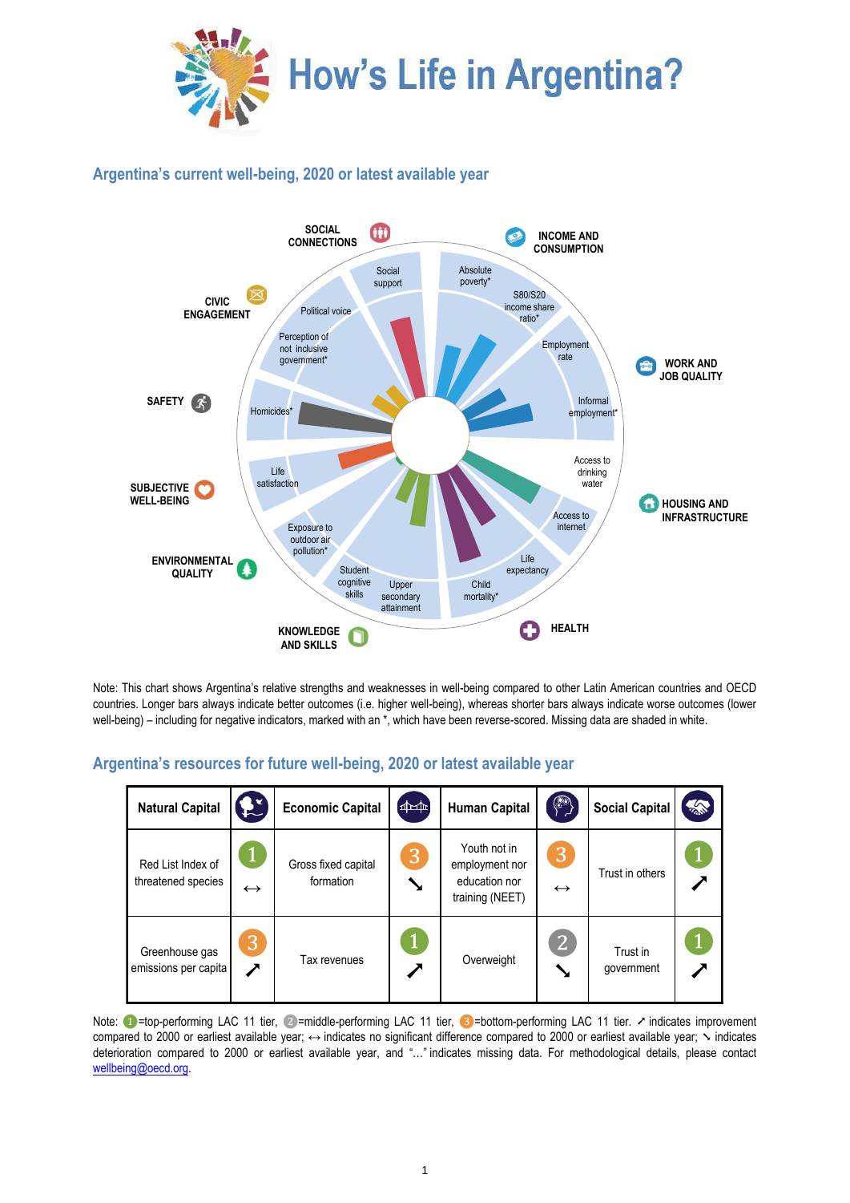# How's Life in Argentina?

## Argentina's current well-being, 2020 or latest available year

SOCIAL CONNECTIONS — Social support

INCOME AND CONSUMPTION — Absolute poverty*, S80/S20 income share ratio*

WORK AND JOB QUALITY — Employment rate, Informal employment*

HOUSING AND INFRASTRUCTURE — Access to drinking water, Access to internet

HEALTH — Life expectancy, Child mortality*

KNOWLEDGE AND SKILLS — Upper secondary attainment, Student cognitive skills

ENVIRONMENTAL QUALITY — Exposure to outdoor air pollution*

SUBJECTIVE WELL-BEING — Life satisfaction

SAFETY — Homicides*

CIVIC ENGAGEMENT — Perception of not inclusive government*, Political voice

Note: This chart shows Argentina's relative strengths and weaknesses in well-being compared to other Latin American countries and OECD countries. Longer bars always indicate better outcomes (i.e. higher well-being), whereas shorter bars always indicate worse outcomes (lower well-being) – including for negative indicators, marked with an *, which have been reverse-scored. Missing data are shaded in white.

## Argentina's resources for future well-being, 2020 or latest available year

| Natural Capital | | Economic Capital | | Human Capital | | Social Capital | |
|---|---|---|---|---|---|---|---|
| Red List Index of threatened species | 1 ↔ | Gross fixed capital formation | 3 ↘ | Youth not in employment nor education nor training (NEET) | 3 ↔ | Trust in others | 1 ↗ |
| Greenhouse gas emissions per capita | 3 ↗ | Tax revenues | 1 ↗ | Overweight | 2 ↘ | Trust in government | 1 ↗ |

Note: 1=top-performing LAC 11 tier, 2=middle-performing LAC 11 tier, 3=bottom-performing LAC 11 tier. ↗ indicates improvement compared to 2000 or earliest available year; ↔ indicates no significant difference compared to 2000 or earliest available year; ↘ indicates deterioration compared to 2000 or earliest available year, and "..." indicates missing data. For methodological details, please contact wellbeing@oecd.org.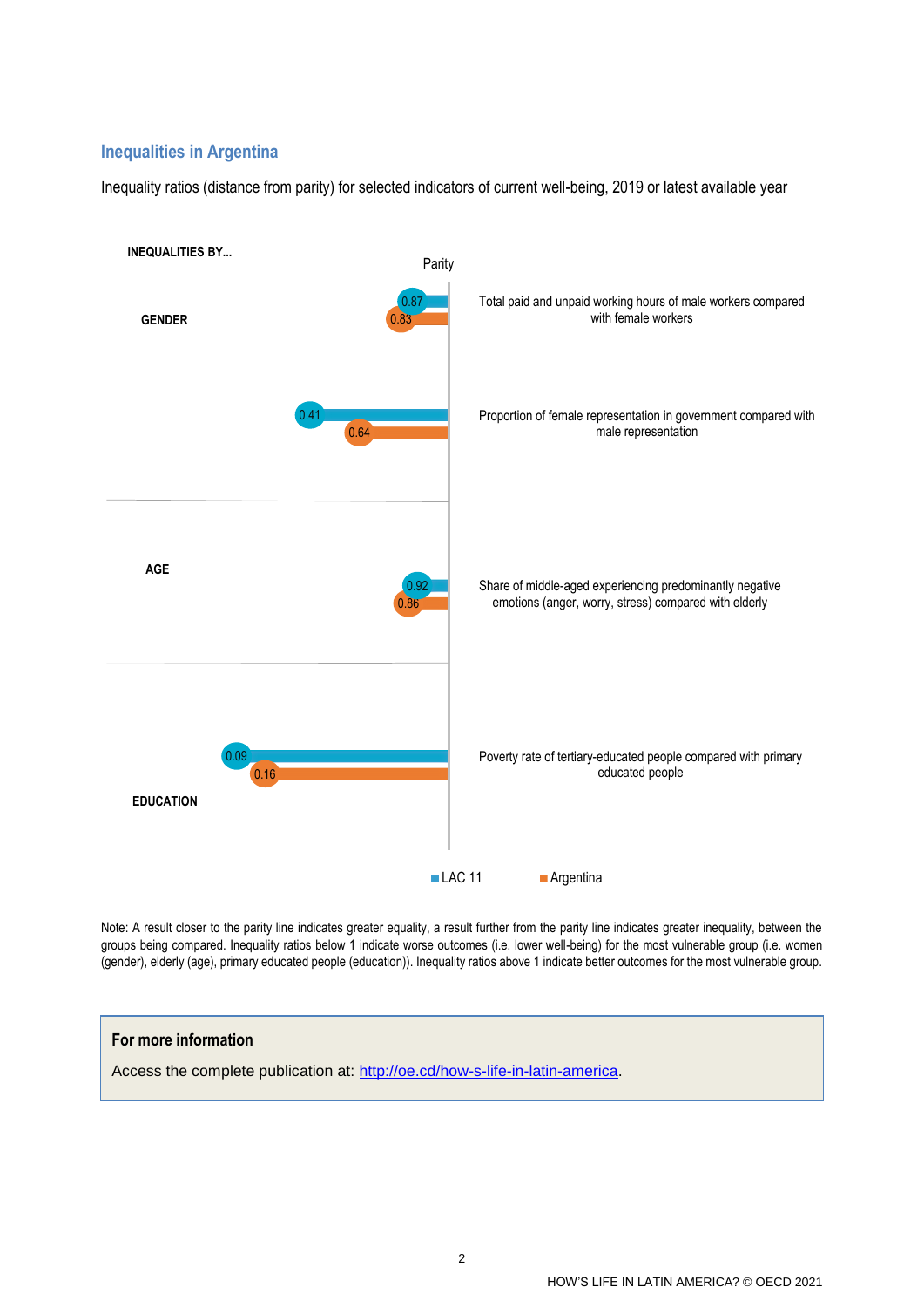### Inequalities in Argentina

Inequality ratios (distance from parity) for selected indicators of current well-being, 2019 or latest available year

INEQUALITIES BY...

Parity

GENDER

0.87
0.83

Total paid and unpaid working hours of male workers compared with female workers

0.41
0.64

Proportion of female representation in government compared with male representation

AGE

0.92
0.86

Share of middle-aged experiencing predominantly negative emotions (anger, worry, stress) compared with elderly

EDUCATION

0.09
0.16

Poverty rate of tertiary-educated people compared with primary educated people

LAC 11    Argentina

Note: A result closer to the parity line indicates greater equality, a result further from the parity line indicates greater inequality, between the groups being compared. Inequality ratios below 1 indicate worse outcomes (i.e. lower well-being) for the most vulnerable group (i.e. women (gender), elderly (age), primary educated people (education)). Inequality ratios above 1 indicate better outcomes for the most vulnerable group.

**For more information**

Access the complete publication at: http://oe.cd/how-s-life-in-latin-america.